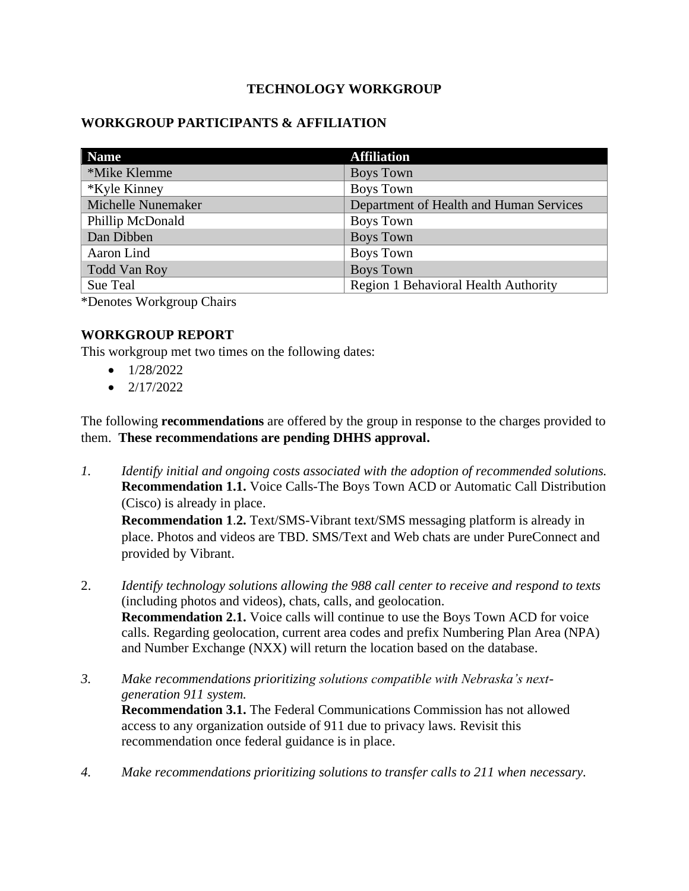# TECHNOLOGY WORKGROUP

## WORKGROUP PARTICIPANTS & AFFILIATION

| Name | Affiliation |
|---|---|
| *Mike Klemme | Boys Town |
| *Kyle Kinney | Boys Town |
| Michelle Nunemaker | Department of Health and Human Services |
| Phillip McDonald | Boys Town |
| Dan Dibben | Boys Town |
| Aaron Lind | Boys Town |
| Todd Van Roy | Boys Town |
| Sue Teal | Region 1 Behavioral Health Authority |

*Denotes Workgroup Chairs

## WORKGROUP REPORT

This workgroup met two times on the following dates:

- 1/28/2022
- 2/17/2022

The following **recommendations** are offered by the group in response to the charges provided to them. **These recommendations are pending DHHS approval.**

1. *Identify initial and ongoing costs associated with the adoption of recommended solutions.*
   **Recommendation 1.1.** Voice Calls-The Boys Town ACD or Automatic Call Distribution (Cisco) is already in place.
   **Recommendation 1.2.** Text/SMS-Vibrant text/SMS messaging platform is already in place. Photos and videos are TBD. SMS/Text and Web chats are under PureConnect and provided by Vibrant.

2. *Identify technology solutions allowing the 988 call center to receive and respond to texts* (including photos and videos), chats, calls, and geolocation.
   **Recommendation 2.1.** Voice calls will continue to use the Boys Town ACD for voice calls. Regarding geolocation, current area codes and prefix Numbering Plan Area (NPA) and Number Exchange (NXX) will return the location based on the database.

3. *Make recommendations prioritizing solutions compatible with Nebraska's next-generation 911 system.*
   **Recommendation 3.1.** The Federal Communications Commission has not allowed access to any organization outside of 911 due to privacy laws. Revisit this recommendation once federal guidance is in place.

4. *Make recommendations prioritizing solutions to transfer calls to 211 when necessary.*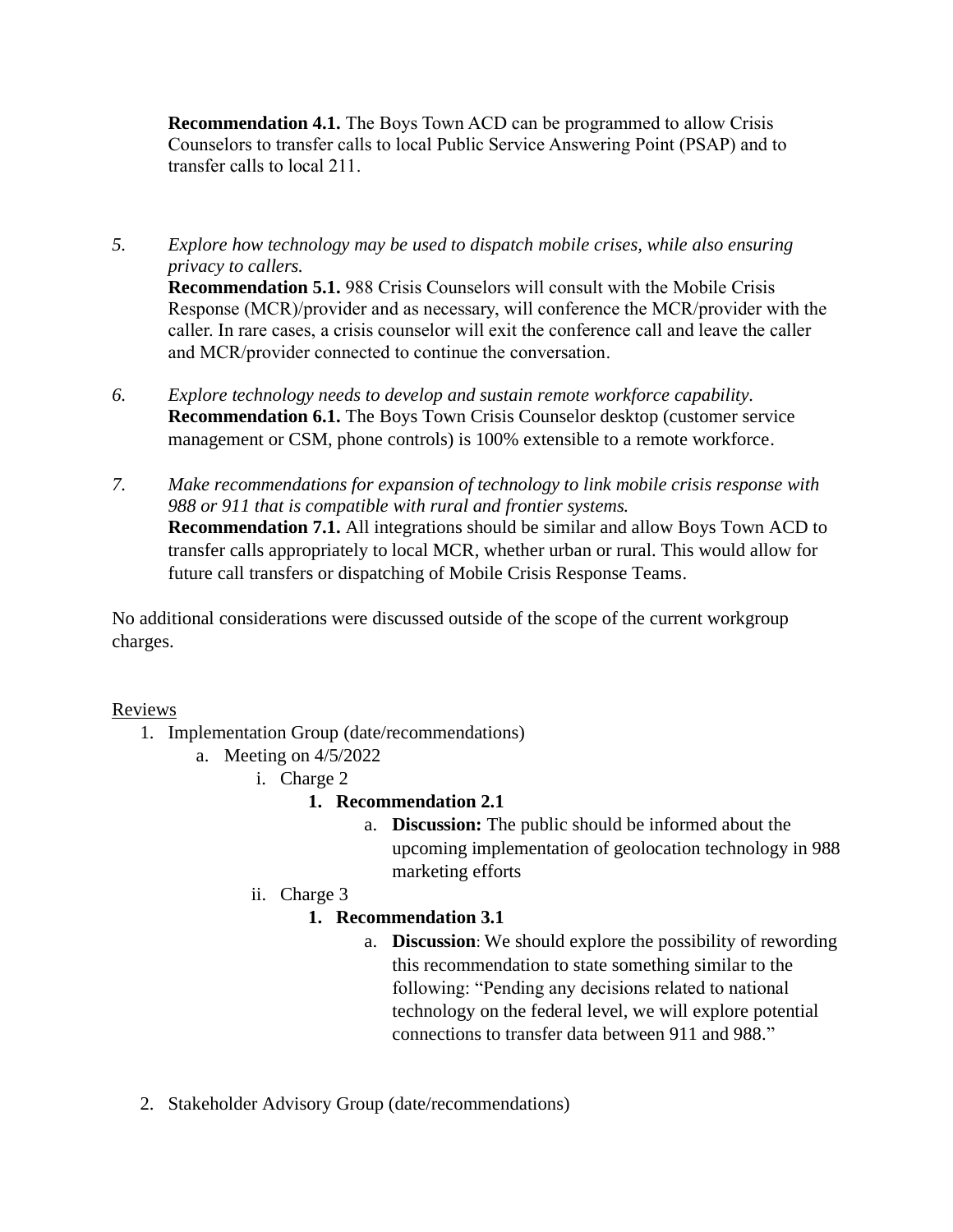**Recommendation 4.1.** The Boys Town ACD can be programmed to allow Crisis Counselors to transfer calls to local Public Service Answering Point (PSAP) and to transfer calls to local 211.

5. *Explore how technology may be used to dispatch mobile crises, while also ensuring privacy to callers.*
   **Recommendation 5.1.** 988 Crisis Counselors will consult with the Mobile Crisis Response (MCR)/provider and as necessary, will conference the MCR/provider with the caller. In rare cases, a crisis counselor will exit the conference call and leave the caller and MCR/provider connected to continue the conversation.

6. *Explore technology needs to develop and sustain remote workforce capability.*
   **Recommendation 6.1.** The Boys Town Crisis Counselor desktop (customer service management or CSM, phone controls) is 100% extensible to a remote workforce.

7. *Make recommendations for expansion of technology to link mobile crisis response with 988 or 911 that is compatible with rural and frontier systems.*
   **Recommendation 7.1.** All integrations should be similar and allow Boys Town ACD to transfer calls appropriately to local MCR, whether urban or rural. This would allow for future call transfers or dispatching of Mobile Crisis Response Teams.

No additional considerations were discussed outside of the scope of the current workgroup charges.

<u>Reviews</u>

1. Implementation Group (date/recommendations)
   a. Meeting on 4/5/2022
      i. Charge 2
         1. **Recommendation 2.1**
            a. **Discussion:** The public should be informed about the upcoming implementation of geolocation technology in 988 marketing efforts
      ii. Charge 3
         1. **Recommendation 3.1**
            a. **Discussion**: We should explore the possibility of rewording this recommendation to state something similar to the following: "Pending any decisions related to national technology on the federal level, we will explore potential connections to transfer data between 911 and 988."

2. Stakeholder Advisory Group (date/recommendations)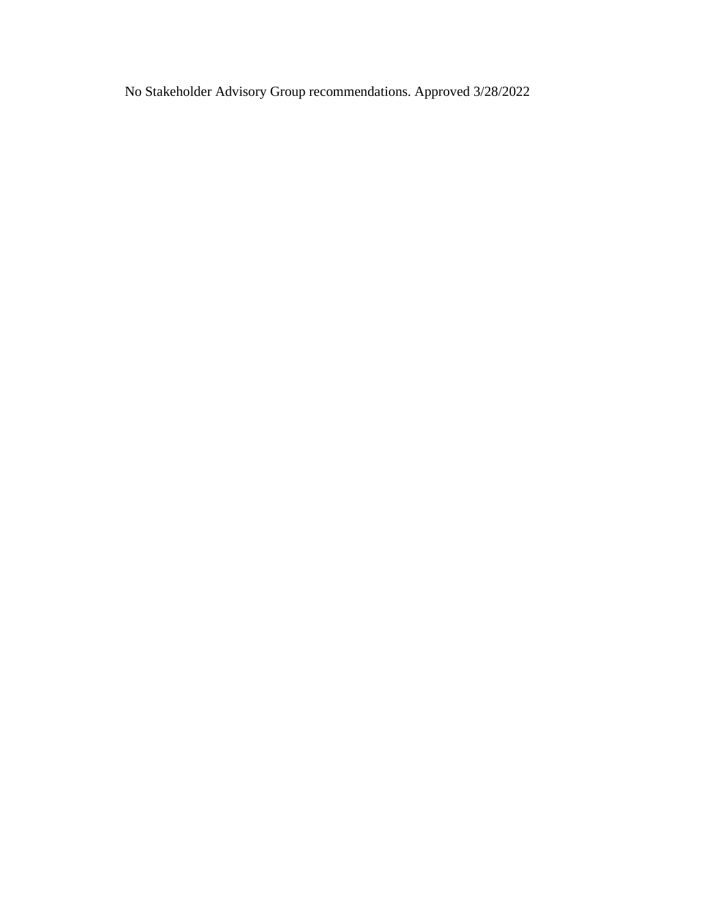No Stakeholder Advisory Group recommendations. Approved 3/28/2022